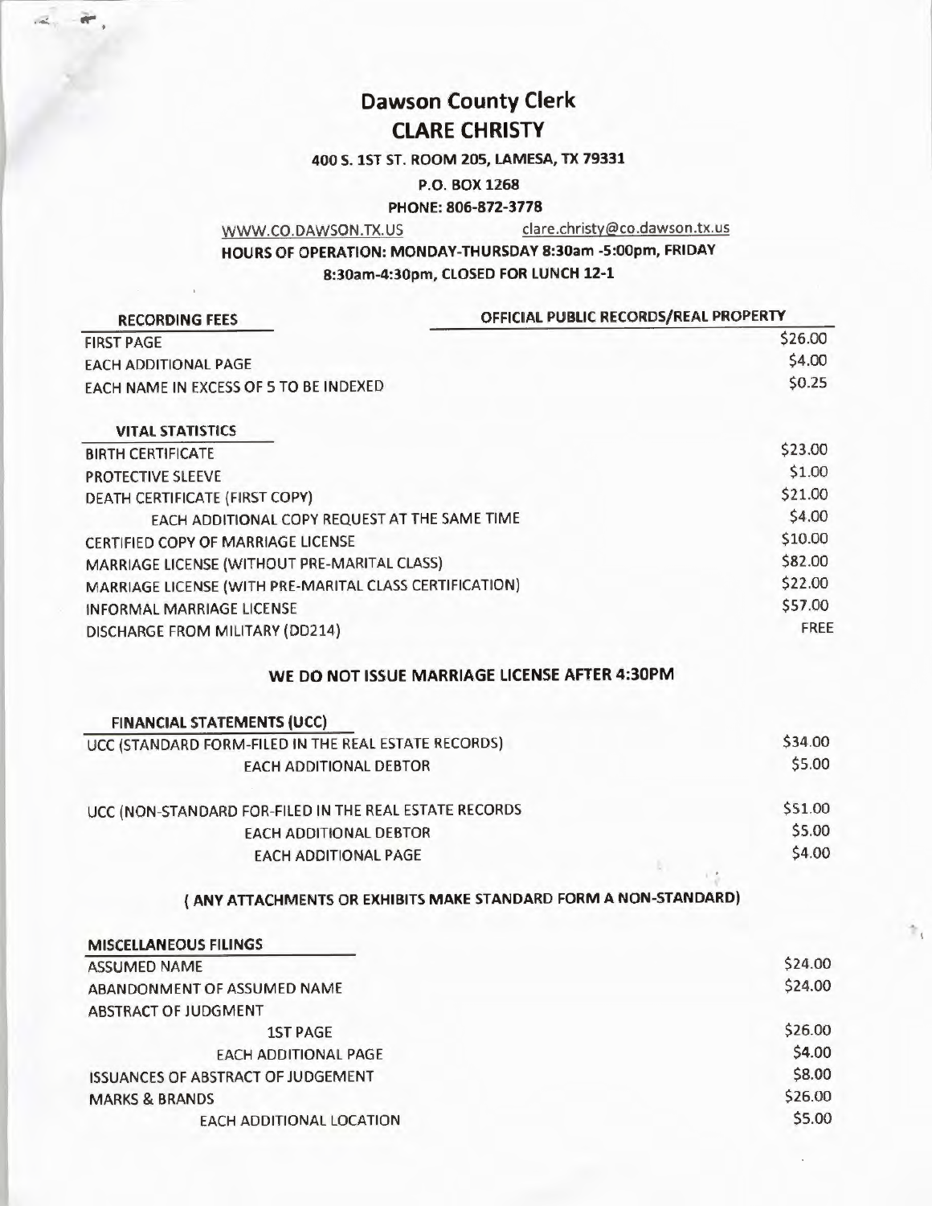# Dawson County Clerk
## CLARE CHRISTY

**400 S. 1ST ST. ROOM 205, LAMESA, TX 79331**

**P.O. BOX 1268**

**PHONE: 806-872-3778**

WWW.CO.DAWSON.TX.US clare.christy@co.dawson.tx.us

**HOURS OF OPERATION: MONDAY-THURSDAY 8:30am -5:00pm, FRIDAY 8:30am-4:30pm, CLOSED FOR LUNCH 12-1**

| RECORDING FEES | OFFICIAL PUBLIC RECORDS/REAL PROPERTY |
|---|---|
| FIRST PAGE | $26.00 |
| EACH ADDITIONAL PAGE | $4.00 |
| EACH NAME IN EXCESS OF 5 TO BE INDEXED | $0.25 |

| VITAL STATISTICS | |
|---|---|
| BIRTH CERTIFICATE | $23.00 |
| PROTECTIVE SLEEVE | $1.00 |
| DEATH CERTIFICATE (FIRST COPY) | $21.00 |
| EACH ADDITIONAL COPY REQUEST AT THE SAME TIME | $4.00 |
| CERTIFIED COPY OF MARRIAGE LICENSE | $10.00 |
| MARRIAGE LICENSE (WITHOUT PRE-MARITAL CLASS) | $82.00 |
| MARRIAGE LICENSE (WITH PRE-MARITAL CLASS CERTIFICATION) | $22.00 |
| INFORMAL MARRIAGE LICENSE | $57.00 |
| DISCHARGE FROM MILITARY (DD214) | FREE |

**WE DO NOT ISSUE MARRIAGE LICENSE AFTER 4:30PM**

| FINANCIAL STATEMENTS (UCC) | |
|---|---|
| UCC (STANDARD FORM-FILED IN THE REAL ESTATE RECORDS) | $34.00 |
| EACH ADDITIONAL DEBTOR | $5.00 |
| UCC (NON-STANDARD FOR-FILED IN THE REAL ESTATE RECORDS | $51.00 |
| EACH ADDITIONAL DEBTOR | $5.00 |
| EACH ADDITIONAL PAGE | $4.00 |

**( ANY ATTACHMENTS OR EXHIBITS MAKE STANDARD FORM A NON-STANDARD)**

| MISCELLANEOUS FILINGS | |
|---|---|
| ASSUMED NAME | $24.00 |
| ABANDONMENT OF ASSUMED NAME | $24.00 |
| ABSTRACT OF JUDGMENT | |
| 1ST PAGE | $26.00 |
| EACH ADDITIONAL PAGE | $4.00 |
| ISSUANCES OF ABSTRACT OF JUDGEMENT | $8.00 |
| MARKS & BRANDS | $26.00 |
| EACH ADDITIONAL LOCATION | $5.00 |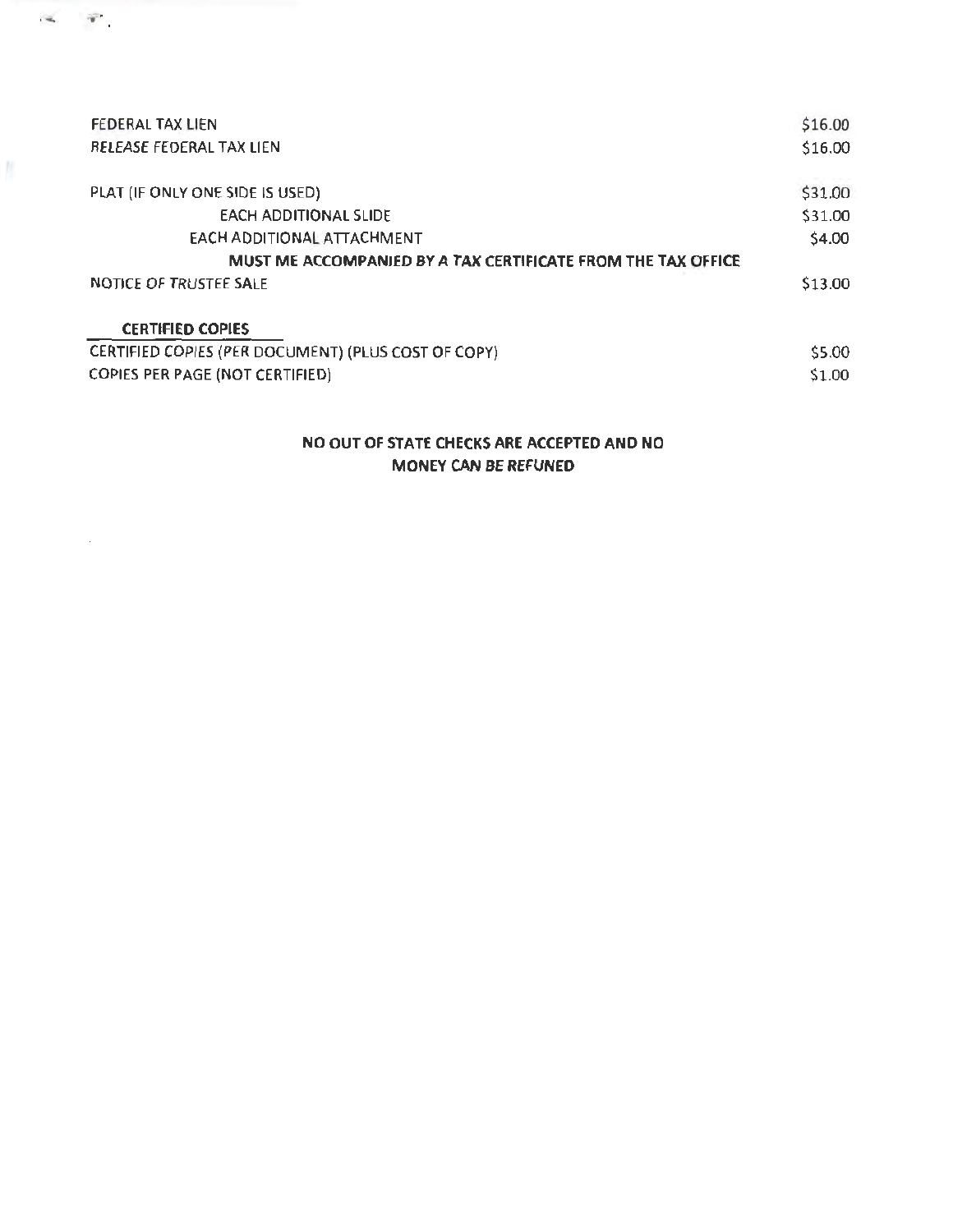| | |
|---|---|
| FEDERAL TAX LIEN | $16.00 |
| RELEASE FEDERAL TAX LIEN | $16.00 |
| | |
| PLAT (IF ONLY ONE SIDE IS USED) | $31.00 |
| EACH ADDITIONAL SLIDE | $31.00 |
| EACH ADDITIONAL ATTACHMENT | $4.00 |
| **MUST ME ACCOMPANIED BY A TAX CERTIFICATE FROM THE TAX OFFICE** | |
| NOTICE OF TRUSTEE SALE | $13.00 |

**CERTIFIED COPIES**

| | |
|---|---|
| CERTIFIED COPIES (PER DOCUMENT) (PLUS COST OF COPY) | $5.00 |
| COPIES PER PAGE (NOT CERTIFIED) | $1.00 |

**NO OUT OF STATE CHECKS ARE ACCEPTED AND NO MONEY CAN BE REFUNED**